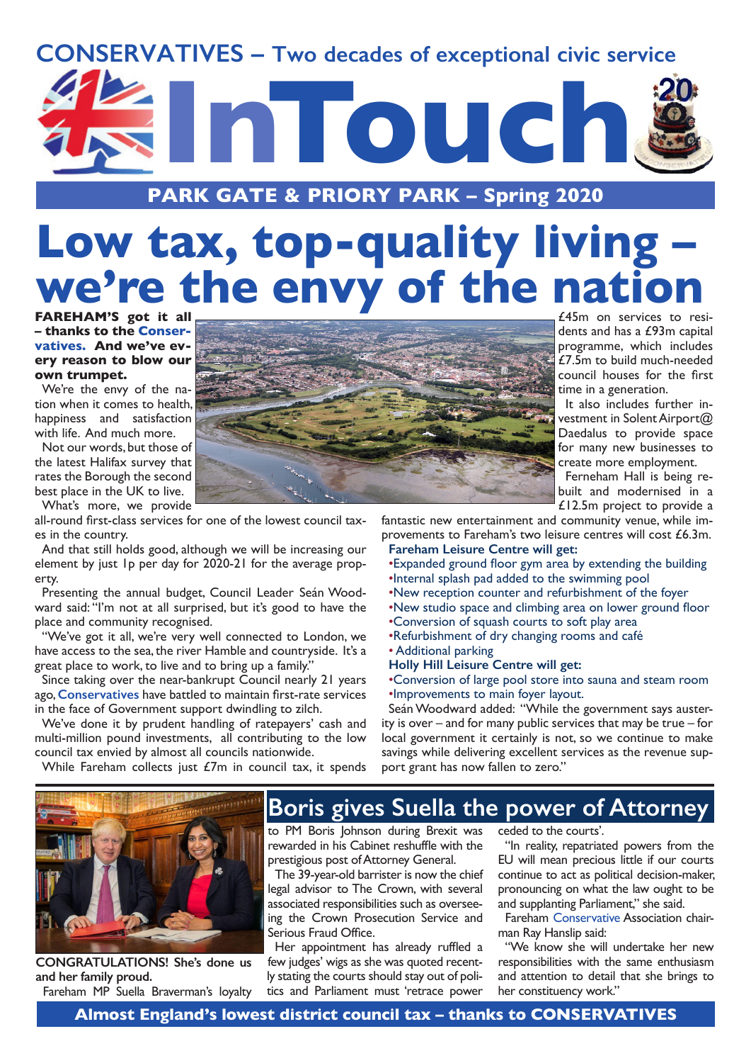CONSERVATIVES – Two decades of exceptional civic service

# InTouch

PARK GATE & PRIORY PARK – Spring 2020

# Low tax, top-quality living – we're the envy of the nation

**FAREHAM'S got it all – thanks to the Conservatives. And we've every reason to blow our own trumpet.**

We're the envy of the nation when it comes to health, happiness and satisfaction with life. And much more.

Not our words, but those of the latest Halifax survey that rates the Borough the second best place in the UK to live.

What's more, we provide all-round first-class services for one of the lowest council taxes in the country.

And that still holds good, although we will be increasing our element by just 1p per day for 2020-21 for the average property.

Presenting the annual budget, Council Leader Seán Woodward said: "I'm not at all surprised, but it's good to have the place and community recognised.

"We've got it all, we're very well connected to London, we have access to the sea, the river Hamble and countryside. It's a great place to work, to live and to bring up a family."

Since taking over the near-bankrupt Council nearly 21 years ago, Conservatives have battled to maintain first-rate services in the face of Government support dwindling to zilch.

We've done it by prudent handling of ratepayers' cash and multi-million pound investments, all contributing to the low council tax envied by almost all councils nationwide.

While Fareham collects just £7m in council tax, it spends £45m on services to residents and has a £93m capital programme, which includes £7.5m to build much-needed council houses for the first time in a generation.

It also includes further investment in Solent Airport@Daedalus to provide space for many new businesses to create more employment.

Ferneham Hall is being rebuilt and modernised in a £12.5m project to provide a fantastic new entertainment and community venue, while improvements to Fareham's two leisure centres will cost £6.3m.

**Fareham Leisure Centre will get:**

- Expanded ground floor gym area by extending the building
- Internal splash pad added to the swimming pool
- New reception counter and refurbishment of the foyer
- New studio space and climbing area on lower ground floor
- Conversion of squash courts to soft play area
- Refurbishment of dry changing rooms and café
- Additional parking

**Holly Hill Leisure Centre will get:**

- Conversion of large pool store into sauna and steam room
- Improvements to main foyer layout.

Seán Woodward added: "While the government says austerity is over – and for many public services that may be true – for local government it certainly is not, so we continue to make savings while delivering excellent services as the revenue support grant has now fallen to zero."

## Boris gives Suella the power of Attorney

**CONGRATULATIONS! She's done us and her family proud.**

Fareham MP Suella Braverman's loyalty to PM Boris Johnson during Brexit was rewarded in his Cabinet reshuffle with the prestigious post of Attorney General.

The 39-year-old barrister is now the chief legal advisor to The Crown, with several associated responsibilities such as overseeing the Crown Prosecution Service and Serious Fraud Office.

Her appointment has already ruffled a few judges' wigs as she was quoted recently stating the courts should stay out of politics and Parliament must 'retrace power ceded to the courts'.

"In reality, repatriated powers from the EU will mean precious little if our courts continue to act as political decision-maker, pronouncing on what the law ought to be and supplanting Parliament," she said.

Fareham Conservative Association chairman Ray Hanslip said:

"We know she will undertake her new responsibilities with the same enthusiasm and attention to detail that she brings to her constituency work."

**Almost England's lowest district council tax – thanks to CONSERVATIVES**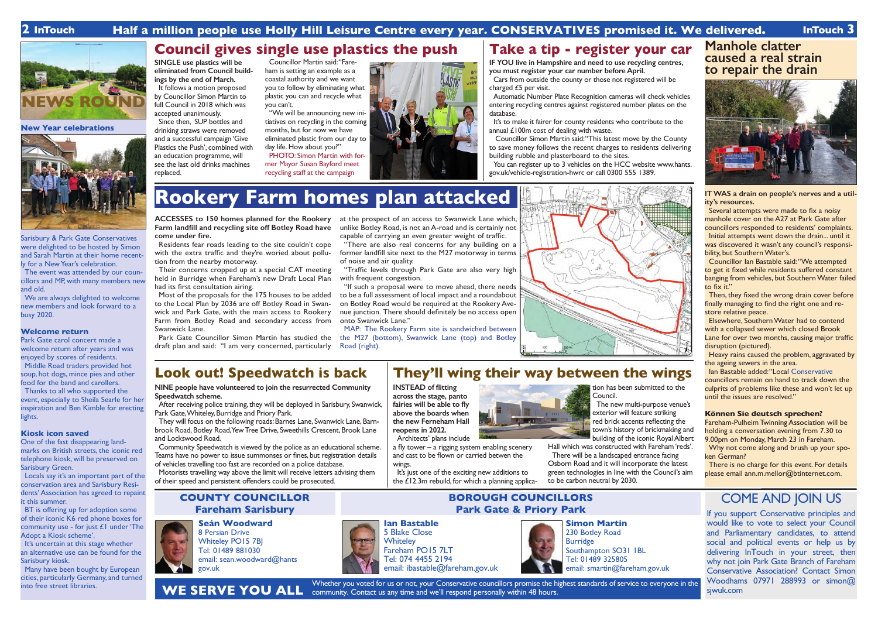Half a million people use Holly Hill Leisure Centre every year. CONSERVATIVES promised it. We delivered.

## NEWS ROUND

### New Year celebrations

Sarisbury & Park Gate Conservatives were delighted to be hosted by Simon and Sarah Martin at their home recently for a New Year's celebration.

The event was attended by our councillors and MP, with many members new and old.

We are always delighted to welcome new members and look forward to a busy 2020.

### Welcome return

Park Gate carol concert made a welcome return after years and was enjoyed by scores of residents.

Middle Road traders provided hot soup, hot dogs, mince pies and other food for the band and carollers.

Thanks to all who supported the event, especially to Sheila Searle for her initiative and Ben Kimble for erecting lights.

### Kiosk icon saved

One of the fast disappearing landmarks on British streets, the iconic red telephone kiosk, will be preserved on Sarisbury Green.

Locals say it's an important part of the conservation area and Sarisbury Residents' Association has agreed to repaint it this summer.

BT is offering up for adoption some of their iconic K6 red phone boxes for community use - for just £1 under 'The Adopt a Kiosk scheme'.

It's uncertain at this stage whether an alternative use can be found for the Sarisbury kiosk.

Many have been bought by European cities, particularly Germany, and turned into free street libraries.

## Council gives single use plastics the push

**SINGLE use plastics will be eliminated from Council buildings by the end of March.**

It follows a motion proposed by Councillor Simon Martin to full Council in 2018 which was accepted unanimously.

Since then, SUP bottles and drinking straws were removed and a successful campaign 'Give Plastics the Push', combined with an education programme, will see the last old drinks machines replaced.

Councillor Martin said: "Fareham is setting an example as a coastal authority and we want you to follow by eliminating what plastic you can and recycle what you can't.

"We will be announcing new initiatives on recycling in the coming months, but for now we have eliminated plastic from our day to day life. How about you?"

PHOTO: Simon Martin with former Mayor Susan Bayford meet recycling staff at the campaign

## Take a tip - register your car

**IF YOU live in Hampshire and need to use recycling centres, you must register your car number before April.**

Cars from outside the county or those not registered will be charged £5 per visit.

Automatic Number Plate Recognition cameras will check vehicles entering recycling centres against registered number plates on the database.

It's to make it fairer for county residents who contribute to the annual £100m cost of dealing with waste.

Councillor Simon Martin said: "This latest move by the County to save money follows the recent charges to residents delivering building rubble and plasterboard to the sites.

You can register up to 3 vehicles on the HCC website www.hants.gov.uk/vehicle-registration-hwrc or call 0300 555 1389.

## Rookery Farm homes plan attacked

**ACCESSES to 150 homes planned for the Rookery Farm landfill and recycling site off Botley Road have come under fire.**

Residents fear roads leading to the site couldn't cope with the extra traffic and they're worried about pollution from the nearby motorway.

Their concerns cropped up at a special CAT meeting held in Burridge when Fareham's new Draft Local Plan had its first consultation airing.

Most of the proposals for the 175 houses to be added to the Local Plan by 2036 are off Botley Road in Swanwick and Park Gate, with the main access to Rookery Farm from Botley Road and secondary access from Swanwick Lane.

Park Gate Councillor Simon Martin has studied the draft plan and said: "I am very concerned, particularly at the prospect of an access to Swanwick Lane which, unlike Botley Road, is not an A-road and is certainly not capable of carrying an ever greater weight of traffic.

"There are also real concerns for any building on a former landfill site next to the M27 motorway in terms of noise and air quality.

"Traffic levels through Park Gate are also very high with frequent congestion.

"If such a proposal were to move ahead, there needs to be a full assessment of local impact and a roundabout on Botley Road would be required at the Rookery Avenue junction. There should definitely be no access open onto Swanwick Lane."

MAP: The Rookery Farm site is sandwiched between the M27 (bottom), Swanwick Lane (top) and Botley Road (right).

## Look out! Speedwatch is back

**NINE people have volunteered to join the resurrected Community Speedwatch scheme.**

After receiving police training, they will be deployed in Sarisbury, Swanwick, Park Gate, Whiteley, Burridge and Priory Park.

They will focus on the following roads: Barnes Lane, Swanwick Lane, Barnbrook Road, Botley Road, Yew Tree Drive, Sweethills Crescent, Brook Lane and Lockswood Road.

Community Speedwatch is viewed by the police as an educational scheme. Teams have no power to issue summonses or fines, but registration details of vehicles travelling too fast are recorded on a police database.

Motorists travelling way above the limit will receive letters advising them of their speed and persistent offenders could be prosecuted.

## They'll wing their way between the wings

**INSTEAD of flitting across the stage, panto fairies will be able to fly above the boards when the new Ferneham Hall reopens in 2022.**

Architects' plans include a fly tower – a rigging system enabling scenery and cast to be flown or carried between the wings.

It's just one of the exciting new additions to the £12.3m rebuild, for which a planning application has been submitted to the Council.

The new multi-purpose venue's exterior will feature striking red brick accents reflecting the town's history of brickmaking and building of the iconic Royal Albert Hall which was constructed with Fareham 'reds'.

There will be a landscaped entrance facing Osborn Road and it will incorporate the latest green technologies in line with the Council's aim to be carbon neutral by 2030.

## Manhole clatter caused a real strain to repair the drain

**IT WAS a drain on people's nerves and a utility's resources.**

Several attempts were made to fix a noisy manhole cover on the A27 at Park Gate after councillors responded to residents' complaints.

Initial attempts went down the drain... until it was discovered it wasn't any council's responsibility, but Southern Water's.

Councillor Ian Bastable said: "We attempted to get it fixed while residents suffered constant banging from vehicles, but Southern Water failed to fix it."

Then, they fixed the wrong drain cover before finally managing to find the right one and restore relative peace.

Elsewhere, Southern Water had to contend with a collapsed sewer which closed Brook Lane for over two months, causing major traffic disruption (pictured).

Heavy rains caused the problem, aggravated by the ageing sewers in the area.

Ian Bastable added: "Local Conservative councillors remain on hand to track down the culprits of problems like these and won't let up until the issues are resolved."

### Können Sie deutsch sprechen?

Fareham-Pulheim Twinning Association will be holding a conversation evening from 7.30 to 9.00pm on Monday, March 23 in Fareham.

Why not come along and brush up your spoken German?

There is no charge for this event. For details please email ann.m.mellor@btinternet.com.

## COUNTY COUNCILLOR Fareham Sarisbury

**Seán Woodward**
8 Persian Drive
Whiteley PO15 7BJ
Tel: 01489 881030
email: sean.woodward@hants.gov.uk

## BOROUGH COUNCILLORS Park Gate & Priory Park

**Ian Bastable**
5 Blake Close
Whiteley
Fareham PO15 7LT
Tel: 074 4455 2194
email: ibastable@fareham.gov.uk

**Simon Martin**
230 Botley Road
Burridge
Southampton SO31 1BL
Tel: 01489 325805
email: smartin@fareham.gov.uk

## WE SERVE YOU ALL

Whether you voted for us or not, your Conservative councillors promise the highest standards of service to everyone in the community. Contact us any time and we'll respond personally within 48 hours.

## COME AND JOIN US

If you support Conservative principles and would like to vote to select your Council and Parliamentary candidates, to attend social and political events or help us by delivering InTouch in your street, then why not join Park Gate Branch of Fareham Conservative Association? Contact Simon Woodhams 07971 288993 or simon@sjwuk.com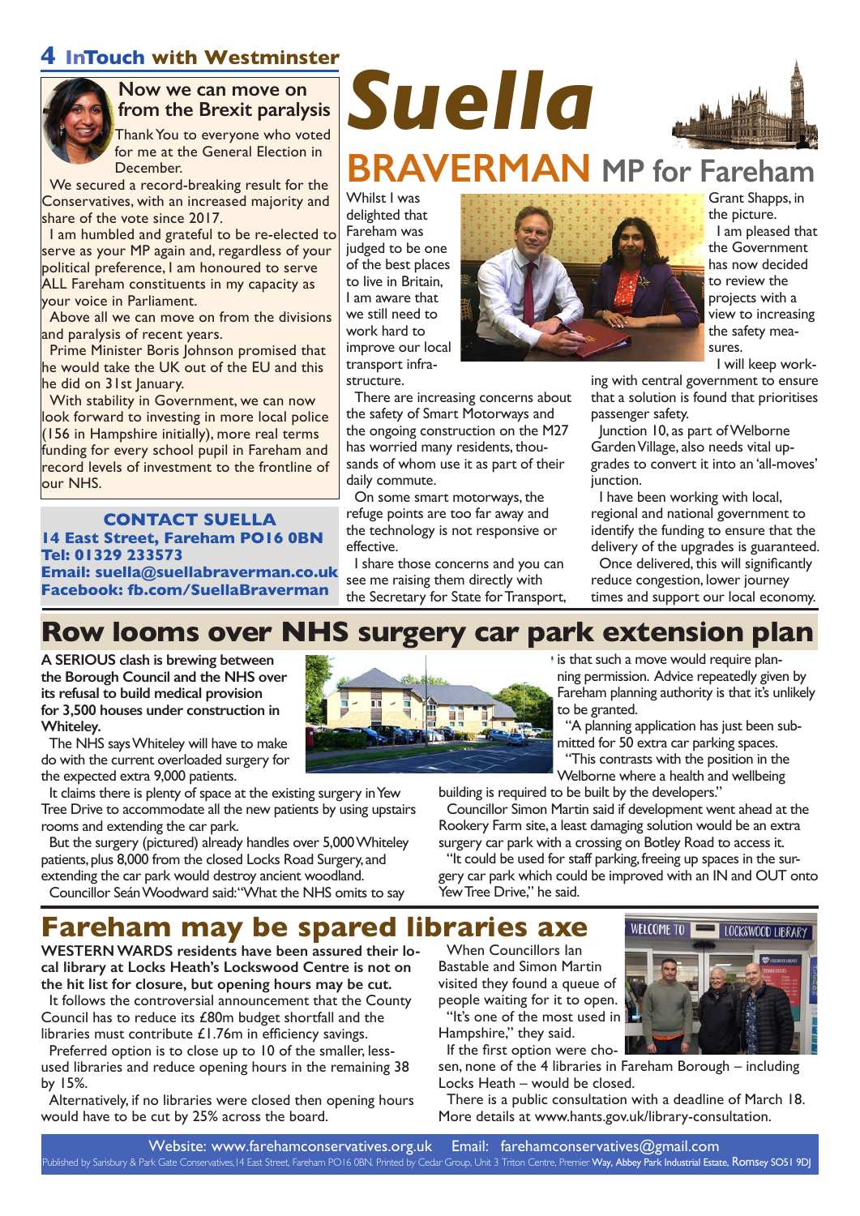## Now we can move on from the Brexit paralysis

Thank You to everyone who voted for me at the General Election in December.

We secured a record-breaking result for the Conservatives, with an increased majority and share of the vote since 2017.

I am humbled and grateful to be re-elected to serve as your MP again and, regardless of your political preference, I am honoured to serve ALL Fareham constituents in my capacity as your voice in Parliament.

Above all we can move on from the divisions and paralysis of recent years.

Prime Minister Boris Johnson promised that he would take the UK out of the EU and this he did on 31st January.

With stability in Government, we can now look forward to investing in more local police (156 in Hampshire initially), more real terms funding for every school pupil in Fareham and record levels of investment to the frontline of our NHS.

**CONTACT SUELLA**
**14 East Street, Fareham PO16 0BN**
**Tel: 01329 233573**
**Email: suella@suellabraverman.co.uk**
**Facebook: fb.com/SuellaBraverman**

# *Suella* BRAVERMAN MP for Fareham

Whilst I was delighted that Fareham was judged to be one of the best places to live in Britain, I am aware that we still need to work hard to improve our local transport infrastructure.

There are increasing concerns about the safety of Smart Motorways and the ongoing construction on the M27 has worried many residents, thousands of whom use it as part of their daily commute.

On some smart motorways, the refuge points are too far away and the technology is not responsive or effective.

I share those concerns and you can see me raising them directly with the Secretary for State for Transport, Grant Shapps, in the picture.

I am pleased that the Government has now decided to review the projects with a view to increasing the safety measures.

I will keep working with central government to ensure that a solution is found that prioritises passenger safety.

Junction 10, as part of Welborne Garden Village, also needs vital upgrades to convert it into an 'all-moves' junction.

I have been working with local, regional and national government to identify the funding to ensure that the delivery of the upgrades is guaranteed.

Once delivered, this will significantly reduce congestion, lower journey times and support our local economy.

# Row looms over NHS surgery car park extension plan

**A SERIOUS clash is brewing between the Borough Council and the NHS over its refusal to build medical provision for 3,500 houses under construction in Whiteley.**

The NHS says Whiteley will have to make do with the current overloaded surgery for the expected extra 9,000 patients.

It claims there is plenty of space at the existing surgery in Yew Tree Drive to accommodate all the new patients by using upstairs rooms and extending the car park.

But the surgery (pictured) already handles over 5,000 Whiteley patients, plus 8,000 from the closed Locks Road Surgery, and extending the car park would destroy ancient woodland.

Councillor Seán Woodward said: "What the NHS omits to say is that such a move would require planning permission. Advice repeatedly given by Fareham planning authority is that it's unlikely to be granted.

"A planning application has just been submitted for 50 extra car parking spaces.

"This contrasts with the position in the Welborne where a health and wellbeing building is required to be built by the developers."

Councillor Simon Martin said if development went ahead at the Rookery Farm site, a least damaging solution would be an extra surgery car park with a crossing on Botley Road to access it.

"It could be used for staff parking, freeing up spaces in the surgery car park which could be improved with an IN and OUT onto Yew Tree Drive," he said.

# Fareham may be spared libraries axe

**WESTERN WARDS residents have been assured their local library at Locks Heath's Lockswood Centre is not on the hit list for closure, but opening hours may be cut.**

It follows the controversial announcement that the County Council has to reduce its £80m budget shortfall and the libraries must contribute £1.76m in efficiency savings.

Preferred option is to close up to 10 of the smaller, less-used libraries and reduce opening hours in the remaining 38 by 15%.

Alternatively, if no libraries were closed then opening hours would have to be cut by 25% across the board.

When Councillors Ian Bastable and Simon Martin visited they found a queue of people waiting for it to open.

"It's one of the most used in Hampshire," they said.

If the first option were chosen, none of the 4 libraries in Fareham Borough – including Locks Heath – would be closed.

There is a public consultation with a deadline of March 18. More details at www.hants.gov.uk/library-consultation.

Website: www.farehamconservatives.org.uk Email: farehamconservatives@gmail.com

Published by Sarisbury & Park Gate Conservatives, 14 East Street, Fareham PO16 0BN. Printed by Cedar Group, Unit 3 Triton Centre, Premier Way, Abbey Park Industrial Estate, Romsey SO51 9DJ